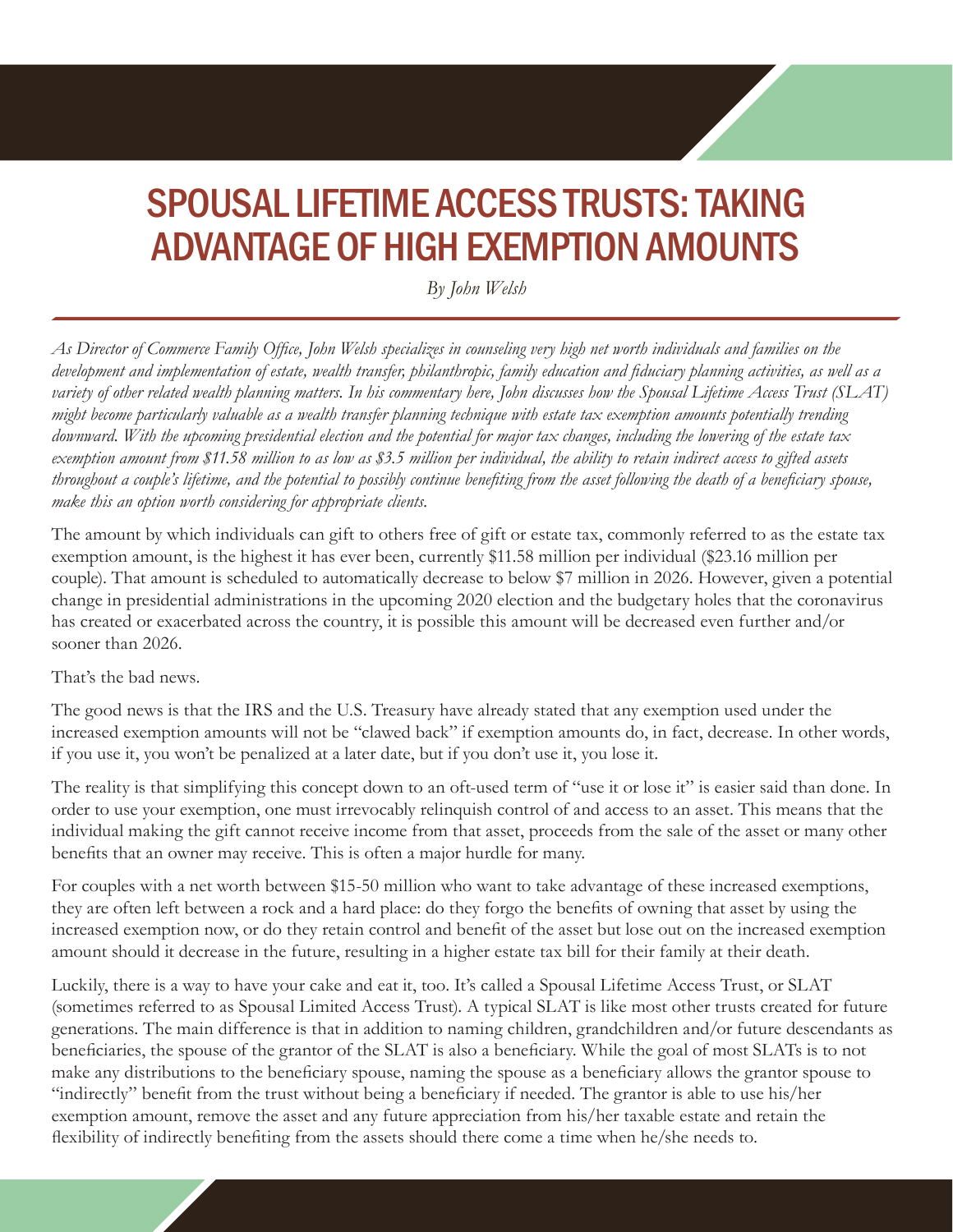# SPOUSAL LIFETIME ACCESS TRUSTS: TAKING ADVANTAGE OF HIGH EXEMPTION AMOUNTS

*By John Welsh*

*As Director of Commerce Family Office, John Welsh specializes in counseling very high net worth individuals and families on the development and implementation of estate, wealth transfer, philanthropic, family education and fiduciary planning activities, as well as a variety of other related wealth planning matters. In his commentary here, John discusses how the Spousal Lifetime Access Trust (SLAT) might become particularly valuable as a wealth transfer planning technique with estate tax exemption amounts potentially trending downward. With the upcoming presidential election and the potential for major tax changes, including the lowering of the estate tax exemption amount from $11.58 million to as low as $3.5 million per individual, the ability to retain indirect access to gifted assets throughout a couple's lifetime, and the potential to possibly continue benefiting from the asset following the death of a beneficiary spouse, make this an option worth considering for appropriate clients.*

The amount by which individuals can gift to others free of gift or estate tax, commonly referred to as the estate tax exemption amount, is the highest it has ever been, currently $11.58 million per individual ($23.16 million per couple). That amount is scheduled to automatically decrease to below $7 million in 2026. However, given a potential change in presidential administrations in the upcoming 2020 election and the budgetary holes that the coronavirus has created or exacerbated across the country, it is possible this amount will be decreased even further and/or sooner than 2026.

That's the bad news.

The good news is that the IRS and the U.S. Treasury have already stated that any exemption used under the increased exemption amounts will not be "clawed back" if exemption amounts do, in fact, decrease. In other words, if you use it, you won't be penalized at a later date, but if you don't use it, you lose it.

The reality is that simplifying this concept down to an oft-used term of "use it or lose it" is easier said than done. In order to use your exemption, one must irrevocably relinquish control of and access to an asset. This means that the individual making the gift cannot receive income from that asset, proceeds from the sale of the asset or many other benefits that an owner may receive. This is often a major hurdle for many.

For couples with a net worth between $15-50 million who want to take advantage of these increased exemptions, they are often left between a rock and a hard place: do they forgo the benefits of owning that asset by using the increased exemption now, or do they retain control and benefit of the asset but lose out on the increased exemption amount should it decrease in the future, resulting in a higher estate tax bill for their family at their death.

Luckily, there is a way to have your cake and eat it, too. It's called a Spousal Lifetime Access Trust, or SLAT (sometimes referred to as Spousal Limited Access Trust). A typical SLAT is like most other trusts created for future generations. The main difference is that in addition to naming children, grandchildren and/or future descendants as beneficiaries, the spouse of the grantor of the SLAT is also a beneficiary. While the goal of most SLATs is to not make any distributions to the beneficiary spouse, naming the spouse as a beneficiary allows the grantor spouse to "indirectly" benefit from the trust without being a beneficiary if needed. The grantor is able to use his/her exemption amount, remove the asset and any future appreciation from his/her taxable estate and retain the flexibility of indirectly benefiting from the assets should there come a time when he/she needs to.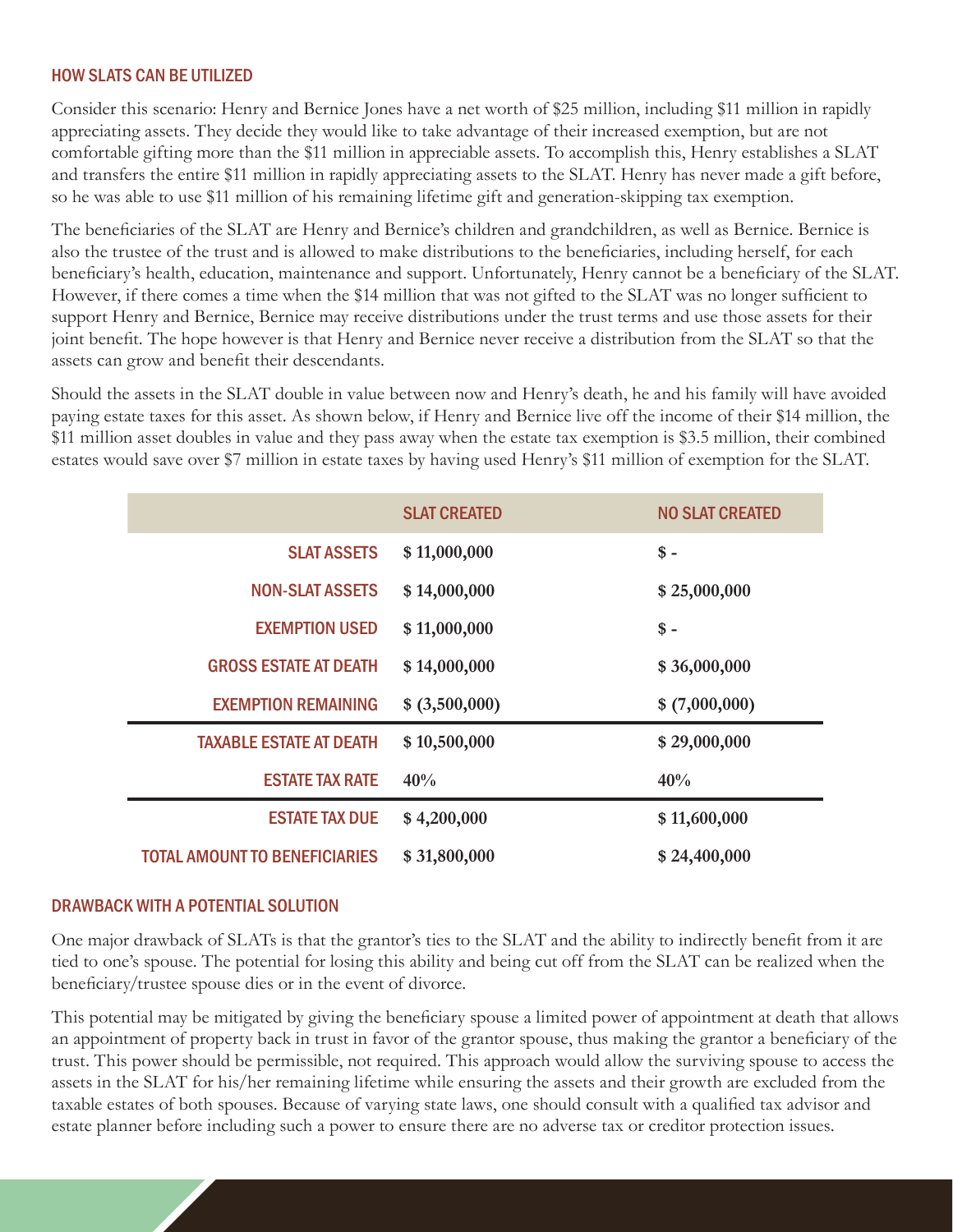## HOW SLATS CAN BE UTILIZED

Consider this scenario: Henry and Bernice Jones have a net worth of $25 million, including $11 million in rapidly appreciating assets. They decide they would like to take advantage of their increased exemption, but are not comfortable gifting more than the $11 million in appreciable assets. To accomplish this, Henry establishes a SLAT and transfers the entire $11 million in rapidly appreciating assets to the SLAT. Henry has never made a gift before, so he was able to use $11 million of his remaining lifetime gift and generation-skipping tax exemption.

The beneficiaries of the SLAT are Henry and Bernice's children and grandchildren, as well as Bernice. Bernice is also the trustee of the trust and is allowed to make distributions to the beneficiaries, including herself, for each beneficiary's health, education, maintenance and support. Unfortunately, Henry cannot be a beneficiary of the SLAT. However, if there comes a time when the $14 million that was not gifted to the SLAT was no longer sufficient to support Henry and Bernice, Bernice may receive distributions under the trust terms and use those assets for their joint benefit. The hope however is that Henry and Bernice never receive a distribution from the SLAT so that the assets can grow and benefit their descendants.

Should the assets in the SLAT double in value between now and Henry's death, he and his family will have avoided paying estate taxes for this asset. As shown below, if Henry and Bernice live off the income of their $14 million, the $11 million asset doubles in value and they pass away when the estate tax exemption is $3.5 million, their combined estates would save over $7 million in estate taxes by having used Henry's $11 million of exemption for the SLAT.

| | SLAT CREATED | NO SLAT CREATED |
|---|---|---|
| SLAT ASSETS | $ 11,000,000 | $ - |
| NON-SLAT ASSETS | $ 14,000,000 | $ 25,000,000 |
| EXEMPTION USED | $ 11,000,000 | $ - |
| GROSS ESTATE AT DEATH | $ 14,000,000 | $ 36,000,000 |
| EXEMPTION REMAINING | $ (3,500,000) | $ (7,000,000) |
| TAXABLE ESTATE AT DEATH | $ 10,500,000 | $ 29,000,000 |
| ESTATE TAX RATE | 40% | 40% |
| ESTATE TAX DUE | $ 4,200,000 | $ 11,600,000 |
| TOTAL AMOUNT TO BENEFICIARIES | $ 31,800,000 | $ 24,400,000 |

## DRAWBACK WITH A POTENTIAL SOLUTION

One major drawback of SLATs is that the grantor's ties to the SLAT and the ability to indirectly benefit from it are tied to one's spouse. The potential for losing this ability and being cut off from the SLAT can be realized when the beneficiary/trustee spouse dies or in the event of divorce.

This potential may be mitigated by giving the beneficiary spouse a limited power of appointment at death that allows an appointment of property back in trust in favor of the grantor spouse, thus making the grantor a beneficiary of the trust. This power should be permissible, not required. This approach would allow the surviving spouse to access the assets in the SLAT for his/her remaining lifetime while ensuring the assets and their growth are excluded from the taxable estates of both spouses. Because of varying state laws, one should consult with a qualified tax advisor and estate planner before including such a power to ensure there are no adverse tax or creditor protection issues.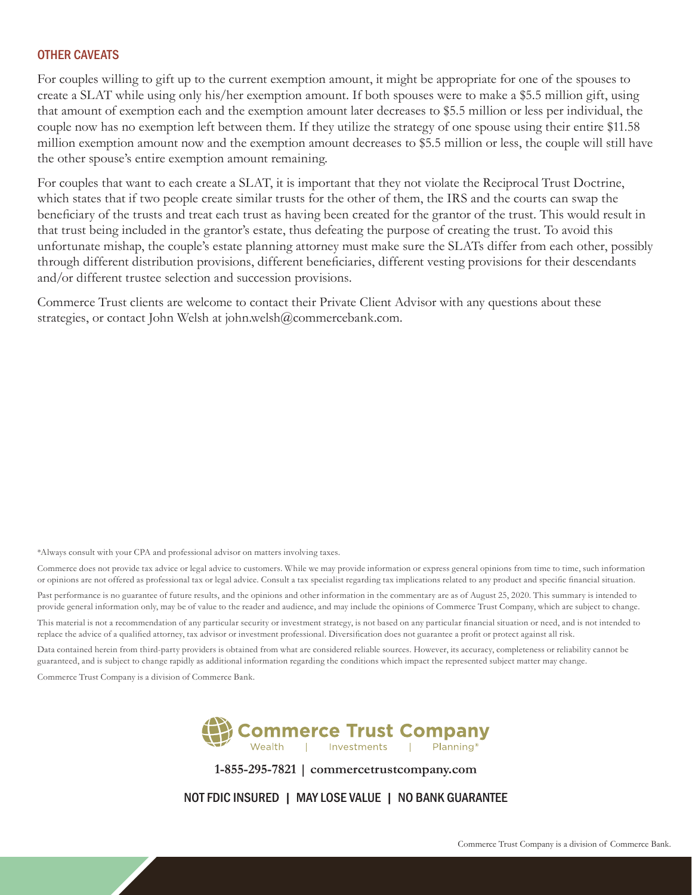## OTHER CAVEATS

For couples willing to gift up to the current exemption amount, it might be appropriate for one of the spouses to create a SLAT while using only his/her exemption amount. If both spouses were to make a $5.5 million gift, using that amount of exemption each and the exemption amount later decreases to $5.5 million or less per individual, the couple now has no exemption left between them. If they utilize the strategy of one spouse using their entire $11.58 million exemption amount now and the exemption amount decreases to $5.5 million or less, the couple will still have the other spouse's entire exemption amount remaining.

For couples that want to each create a SLAT, it is important that they not violate the Reciprocal Trust Doctrine, which states that if two people create similar trusts for the other of them, the IRS and the courts can swap the beneficiary of the trusts and treat each trust as having been created for the grantor of the trust. This would result in that trust being included in the grantor's estate, thus defeating the purpose of creating the trust. To avoid this unfortunate mishap, the couple's estate planning attorney must make sure the SLATs differ from each other, possibly through different distribution provisions, different beneficiaries, different vesting provisions for their descendants and/or different trustee selection and succession provisions.

Commerce Trust clients are welcome to contact their Private Client Advisor with any questions about these strategies, or contact John Welsh at john.welsh@commercebank.com.

*Always consult with your CPA and professional advisor on matters involving taxes.

Commerce does not provide tax advice or legal advice to customers. While we may provide information or express general opinions from time to time, such information or opinions are not offered as professional tax or legal advice. Consult a tax specialist regarding tax implications related to any product and specific financial situation.

Past performance is no guarantee of future results, and the opinions and other information in the commentary are as of August 25, 2020. This summary is intended to provide general information only, may be of value to the reader and audience, and may include the opinions of Commerce Trust Company, which are subject to change.

This material is not a recommendation of any particular security or investment strategy, is not based on any particular financial situation or need, and is not intended to replace the advice of a qualified attorney, tax advisor or investment professional. Diversification does not guarantee a profit or protect against all risk.

Data contained herein from third-party providers is obtained from what are considered reliable sources. However, its accuracy, completeness or reliability cannot be guaranteed, and is subject to change rapidly as additional information regarding the conditions which impact the represented subject matter may change.

Commerce Trust Company is a division of Commerce Bank.

Commerce Trust Company
Wealth | Investments | Planning®

1-855-295-7821 | commercetrustcompany.com

NOT FDIC INSURED | MAY LOSE VALUE | NO BANK GUARANTEE

Commerce Trust Company is a division of Commerce Bank.